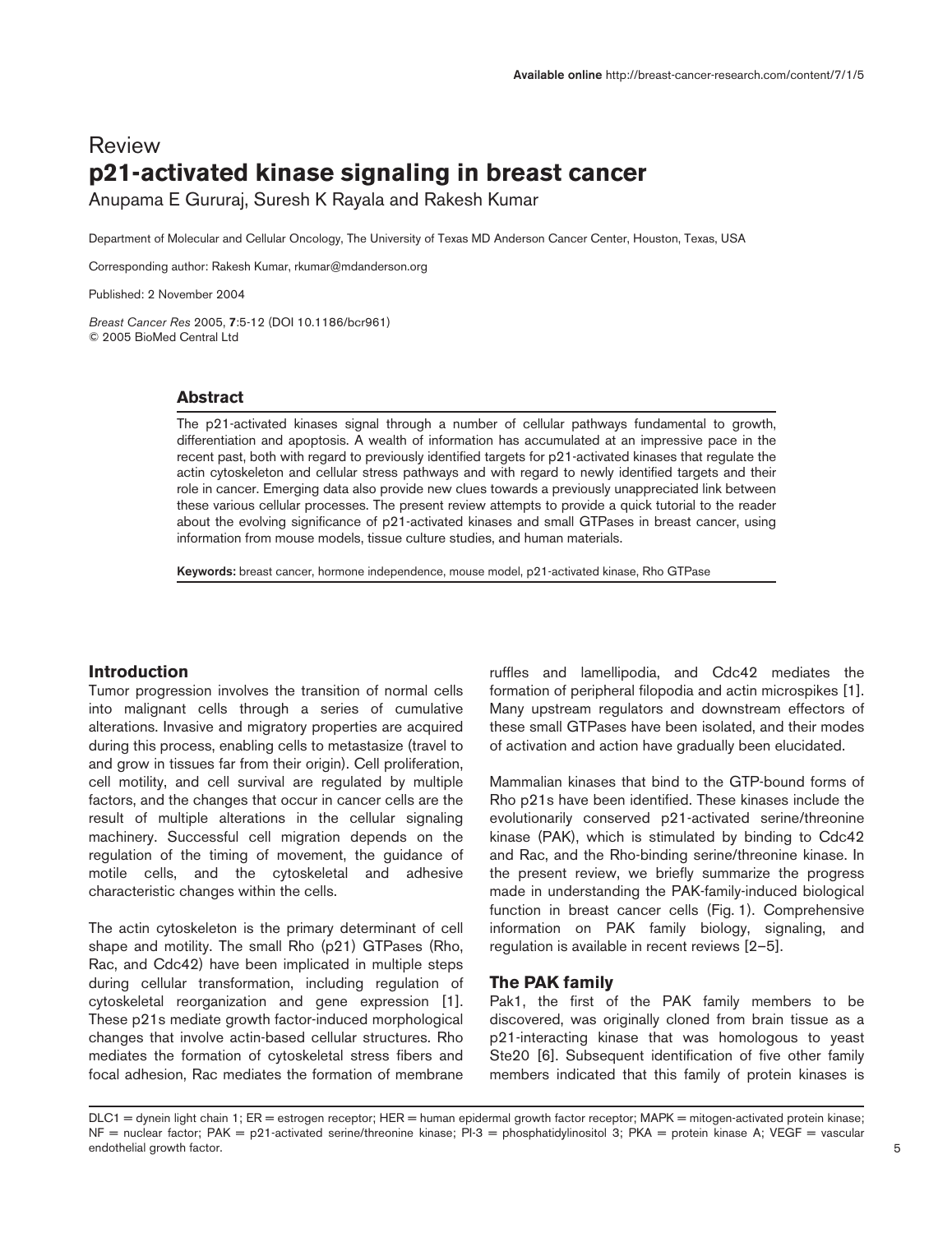Review

# p21-activated kinase signaling in breast cancer

Anupama E Gururaj, Suresh K Rayala and Rakesh Kumar

Department of Molecular and Cellular Oncology, The University of Texas MD Anderson Cancer Center, Houston, Texas, USA

Corresponding author: Rakesh Kumar, rkumar@mdanderson.org

Published: 2 November 2004

*Breast Cancer Res* 2005, **7**:5-12 (DOI 10.1186/bcr961)
© 2005 BioMed Central Ltd

## Abstract

The p21-activated kinases signal through a number of cellular pathways fundamental to growth, differentiation and apoptosis. A wealth of information has accumulated at an impressive pace in the recent past, both with regard to previously identified targets for p21-activated kinases that regulate the actin cytoskeleton and cellular stress pathways and with regard to newly identified targets and their role in cancer. Emerging data also provide new clues towards a previously unappreciated link between these various cellular processes. The present review attempts to provide a quick tutorial to the reader about the evolving significance of p21-activated kinases and small GTPases in breast cancer, using information from mouse models, tissue culture studies, and human materials.

**Keywords:** breast cancer, hormone independence, mouse model, p21-activated kinase, Rho GTPase

## Introduction

Tumor progression involves the transition of normal cells into malignant cells through a series of cumulative alterations. Invasive and migratory properties are acquired during this process, enabling cells to metastasize (travel to and grow in tissues far from their origin). Cell proliferation, cell motility, and cell survival are regulated by multiple factors, and the changes that occur in cancer cells are the result of multiple alterations in the cellular signaling machinery. Successful cell migration depends on the regulation of the timing of movement, the guidance of motile cells, and the cytoskeletal and adhesive characteristic changes within the cells.

The actin cytoskeleton is the primary determinant of cell shape and motility. The small Rho (p21) GTPases (Rho, Rac, and Cdc42) have been implicated in multiple steps during cellular transformation, including regulation of cytoskeletal reorganization and gene expression [1]. These p21s mediate growth factor-induced morphological changes that involve actin-based cellular structures. Rho mediates the formation of cytoskeletal stress fibers and focal adhesion, Rac mediates the formation of membrane ruffles and lamellipodia, and Cdc42 mediates the formation of peripheral filopodia and actin microspikes [1]. Many upstream regulators and downstream effectors of these small GTPases have been isolated, and their modes of activation and action have gradually been elucidated.

Mammalian kinases that bind to the GTP-bound forms of Rho p21s have been identified. These kinases include the evolutionarily conserved p21-activated serine/threonine kinase (PAK), which is stimulated by binding to Cdc42 and Rac, and the Rho-binding serine/threonine kinase. In the present review, we briefly summarize the progress made in understanding the PAK-family-induced biological function in breast cancer cells (Fig. 1). Comprehensive information on PAK family biology, signaling, and regulation is available in recent reviews [2–5].

## The PAK family

Pak1, the first of the PAK family members to be discovered, was originally cloned from brain tissue as a p21-interacting kinase that was homologous to yeast Ste20 [6]. Subsequent identification of five other family members indicated that this family of protein kinases is

DLC1 = dynein light chain 1; ER = estrogen receptor; HER = human epidermal growth factor receptor; MAPK = mitogen-activated protein kinase; NF = nuclear factor; PAK = p21-activated serine/threonine kinase; PI-3 = phosphatidylinositol 3; PKA = protein kinase A; VEGF = vascular endothelial growth factor.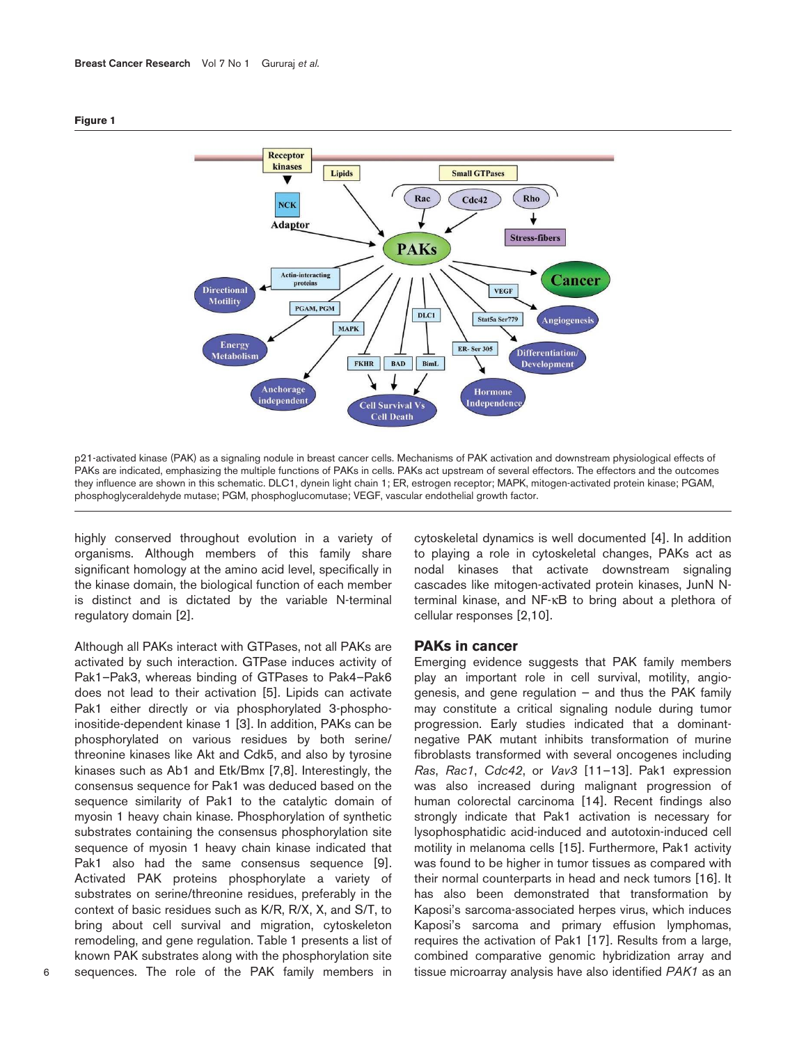**Figure 1**

p21-activated kinase (PAK) as a signaling nodule in breast cancer cells. Mechanisms of PAK activation and downstream physiological effects of PAKs are indicated, emphasizing the multiple functions of PAKs in cells. PAKs act upstream of several effectors. The effectors and the outcomes they influence are shown in this schematic. DLC1, dynein light chain 1; ER, estrogen receptor; MAPK, mitogen-activated protein kinase; PGAM, phosphoglyceraldehyde mutase; PGM, phosphoglucomutase; VEGF, vascular endothelial growth factor.

highly conserved throughout evolution in a variety of organisms. Although members of this family share significant homology at the amino acid level, specifically in the kinase domain, the biological function of each member is distinct and is dictated by the variable N-terminal regulatory domain [2].

Although all PAKs interact with GTPases, not all PAKs are activated by such interaction. GTPase induces activity of Pak1–Pak3, whereas binding of GTPases to Pak4–Pak6 does not lead to their activation [5]. Lipids can activate Pak1 either directly or via phosphorylated 3-phosphoinositide-dependent kinase 1 [3]. In addition, PAKs can be phosphorylated on various residues by both serine/threonine kinases like Akt and Cdk5, and also by tyrosine kinases such as Ab1 and Etk/Bmx [7,8]. Interestingly, the consensus sequence for Pak1 was deduced based on the sequence similarity of Pak1 to the catalytic domain of myosin 1 heavy chain kinase. Phosphorylation of synthetic substrates containing the consensus phosphorylation site sequence of myosin 1 heavy chain kinase indicated that Pak1 also had the same consensus sequence [9]. Activated PAK proteins phosphorylate a variety of substrates on serine/threonine residues, preferably in the context of basic residues such as K/R, R/X, X, and S/T, to bring about cell survival and migration, cytoskeleton remodeling, and gene regulation. Table 1 presents a list of known PAK substrates along with the phosphorylation site sequences. The role of the PAK family members in cytoskeletal dynamics is well documented [4]. In addition to playing a role in cytoskeletal changes, PAKs act as nodal kinases that activate downstream signaling cascades like mitogen-activated protein kinases, JunN N-terminal kinase, and NF-κB to bring about a plethora of cellular responses [2,10].

## PAKs in cancer

Emerging evidence suggests that PAK family members play an important role in cell survival, motility, angiogenesis, and gene regulation – and thus the PAK family may constitute a critical signaling nodule during tumor progression. Early studies indicated that a dominant-negative PAK mutant inhibits transformation of murine fibroblasts transformed with several oncogenes including *Ras*, *Rac1*, *Cdc42*, or *Vav3* [11–13]. Pak1 expression was also increased during malignant progression of human colorectal carcinoma [14]. Recent findings also strongly indicate that Pak1 activation is necessary for lysophosphatidic acid-induced and autotoxin-induced cell motility in melanoma cells [15]. Furthermore, Pak1 activity was found to be higher in tumor tissues as compared with their normal counterparts in head and neck tumors [16]. It has also been demonstrated that transformation by Kaposi's sarcoma-associated herpes virus, which induces Kaposi's sarcoma and primary effusion lymphomas, requires the activation of Pak1 [17]. Results from a large, combined comparative genomic hybridization array and tissue microarray analysis have also identified *PAK1* as an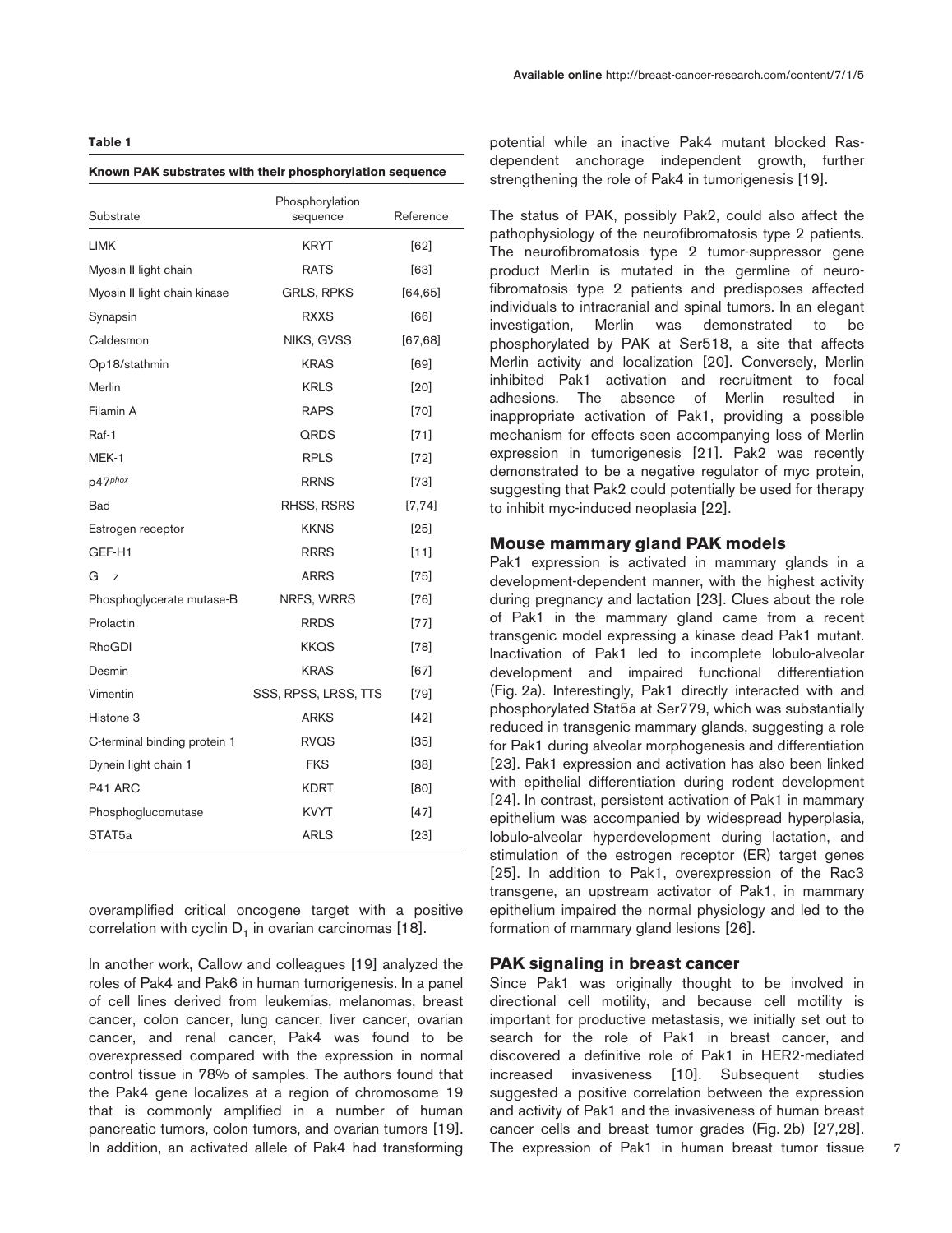**Table 1**

**Known PAK substrates with their phosphorylation sequence**

| Substrate | Phosphorylation sequence | Reference |
|---|---|---|
| LIMK | KRYT | [62] |
| Myosin II light chain | RATS | [63] |
| Myosin II light chain kinase | GRLS, RPKS | [64,65] |
| Synapsin | RXXS | [66] |
| Caldesmon | NIKS, GVSS | [67,68] |
| Op18/stathmin | KRAS | [69] |
| Merlin | KRLS | [20] |
| Filamin A | RAPS | [70] |
| Raf-1 | QRDS | [71] |
| MEK-1 | RPLS | [72] |
| p47*phox* | RRNS | [73] |
| Bad | RHSS, RSRS | [7,74] |
| Estrogen receptor | KKNS | [25] |
| GEF-H1 | RRRS | [11] |
| G z | ARRS | [75] |
| Phosphoglycerate mutase-B | NRFS, WRRS | [76] |
| Prolactin | RRDS | [77] |
| RhoGDI | KKQS | [78] |
| Desmin | KRAS | [67] |
| Vimentin | SSS, RPSS, LRSS, TTS | [79] |
| Histone 3 | ARKS | [42] |
| C-terminal binding protein 1 | RVQS | [35] |
| Dynein light chain 1 | FKS | [38] |
| P41 ARC | KDRT | [80] |
| Phosphoglucomutase | KVYT | [47] |
| STAT5a | ARLS | [23] |

overamplified critical oncogene target with a positive correlation with cyclin $D_1$ in ovarian carcinomas [18].

In another work, Callow and colleagues [19] analyzed the roles of Pak4 and Pak6 in human tumorigenesis. In a panel of cell lines derived from leukemias, melanomas, breast cancer, colon cancer, lung cancer, liver cancer, ovarian cancer, and renal cancer, Pak4 was found to be overexpressed compared with the expression in normal control tissue in 78% of samples. The authors found that the Pak4 gene localizes at a region of chromosome 19 that is commonly amplified in a number of human pancreatic tumors, colon tumors, and ovarian tumors [19]. In addition, an activated allele of Pak4 had transforming potential while an inactive Pak4 mutant blocked Ras-dependent anchorage independent growth, further strengthening the role of Pak4 in tumorigenesis [19].

The status of PAK, possibly Pak2, could also affect the pathophysiology of the neurofibromatosis type 2 patients. The neurofibromatosis type 2 tumor-suppressor gene product Merlin is mutated in the germline of neurofibromatosis type 2 patients and predisposes affected individuals to intracranial and spinal tumors. In an elegant investigation, Merlin was demonstrated to be phosphorylated by PAK at Ser518, a site that affects Merlin activity and localization [20]. Conversely, Merlin inhibited Pak1 activation and recruitment to focal adhesions. The absence of Merlin resulted in inappropriate activation of Pak1, providing a possible mechanism for effects seen accompanying loss of Merlin expression in tumorigenesis [21]. Pak2 was recently demonstrated to be a negative regulator of myc protein, suggesting that Pak2 could potentially be used for therapy to inhibit myc-induced neoplasia [22].

## Mouse mammary gland PAK models

Pak1 expression is activated in mammary glands in a development-dependent manner, with the highest activity during pregnancy and lactation [23]. Clues about the role of Pak1 in the mammary gland came from a recent transgenic model expressing a kinase dead Pak1 mutant. Inactivation of Pak1 led to incomplete lobulo-alveolar development and impaired functional differentiation (Fig. 2a). Interestingly, Pak1 directly interacted with and phosphorylated Stat5a at Ser779, which was substantially reduced in transgenic mammary glands, suggesting a role for Pak1 during alveolar morphogenesis and differentiation [23]. Pak1 expression and activation has also been linked with epithelial differentiation during rodent development [24]. In contrast, persistent activation of Pak1 in mammary epithelium was accompanied by widespread hyperplasia, lobulo-alveolar hyperdevelopment during lactation, and stimulation of the estrogen receptor (ER) target genes [25]. In addition to Pak1, overexpression of the Rac3 transgene, an upstream activator of Pak1, in mammary epithelium impaired the normal physiology and led to the formation of mammary gland lesions [26].

## PAK signaling in breast cancer

Since Pak1 was originally thought to be involved in directional cell motility, and because cell motility is important for productive metastasis, we initially set out to search for the role of Pak1 in breast cancer, and discovered a definitive role of Pak1 in HER2-mediated increased invasiveness [10]. Subsequent studies suggested a positive correlation between the expression and activity of Pak1 and the invasiveness of human breast cancer cells and breast tumor grades (Fig. 2b) [27,28]. The expression of Pak1 in human breast tumor tissue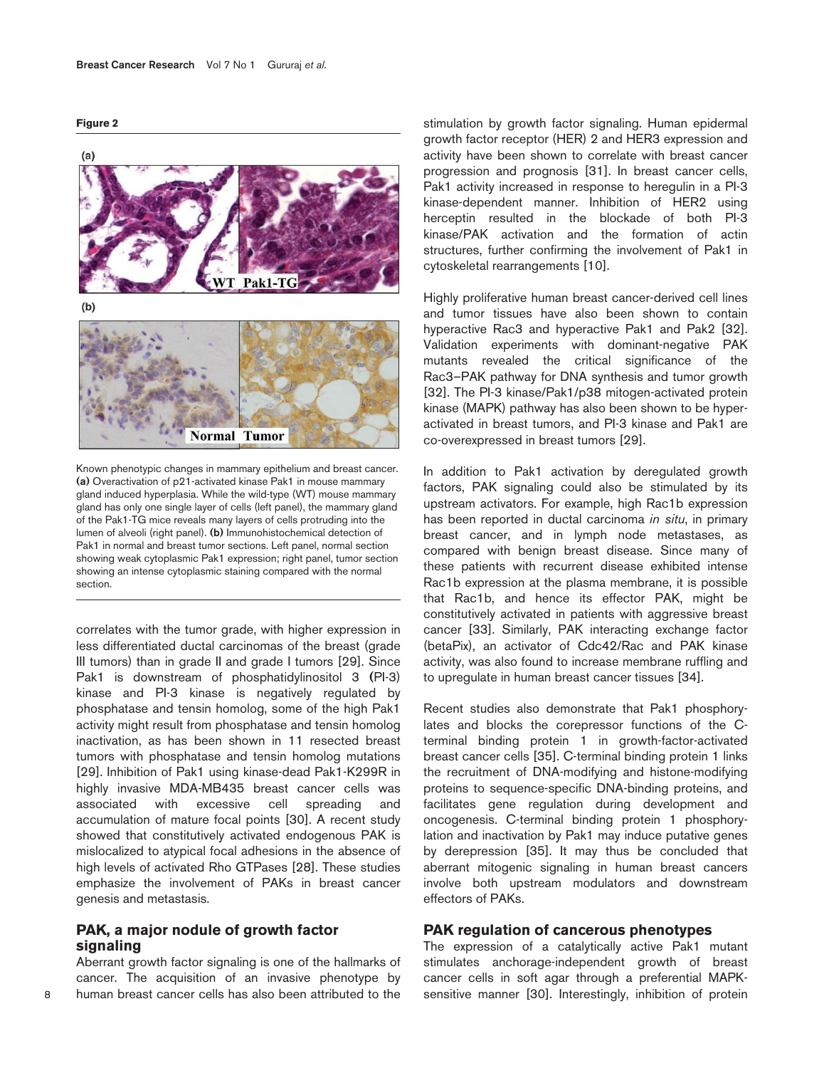**Figure 2**

Known phenotypic changes in mammary epithelium and breast cancer. **(a)** Overactivation of p21-activated kinase Pak1 in mouse mammary gland induced hyperplasia. While the wild-type (WT) mouse mammary gland has only one single layer of cells (left panel), the mammary gland of the Pak1-TG mice reveals many layers of cells protruding into the lumen of alveoli (right panel). **(b)** Immunohistochemical detection of Pak1 in normal and breast tumor sections. Left panel, normal section showing weak cytoplasmic Pak1 expression; right panel, tumor section showing an intense cytoplasmic staining compared with the normal section.

correlates with the tumor grade, with higher expression in less differentiated ductal carcinomas of the breast (grade III tumors) than in grade II and grade I tumors [29]. Since Pak1 is downstream of phosphatidylinositol 3 (PI-3) kinase and PI-3 kinase is negatively regulated by phosphatase and tensin homolog, some of the high Pak1 activity might result from phosphatase and tensin homolog inactivation, as has been shown in 11 resected breast tumors with phosphatase and tensin homolog mutations [29]. Inhibition of Pak1 using kinase-dead Pak1-K299R in highly invasive MDA-MB435 breast cancer cells was associated with excessive cell spreading and accumulation of mature focal points [30]. A recent study showed that constitutively activated endogenous PAK is mislocalized to atypical focal adhesions in the absence of high levels of activated Rho GTPases [28]. These studies emphasize the involvement of PAKs in breast cancer genesis and metastasis.

## PAK, a major nodule of growth factor signaling

Aberrant growth factor signaling is one of the hallmarks of cancer. The acquisition of an invasive phenotype by human breast cancer cells has also been attributed to the stimulation by growth factor signaling. Human epidermal growth factor receptor (HER) 2 and HER3 expression and activity have been shown to correlate with breast cancer progression and prognosis [31]. In breast cancer cells, Pak1 activity increased in response to heregulin in a PI-3 kinase-dependent manner. Inhibition of HER2 using herceptin resulted in the blockade of both PI-3 kinase/PAK activation and the formation of actin structures, further confirming the involvement of Pak1 in cytoskeletal rearrangements [10].

Highly proliferative human breast cancer-derived cell lines and tumor tissues have also been shown to contain hyperactive Rac3 and hyperactive Pak1 and Pak2 [32]. Validation experiments with dominant-negative PAK mutants revealed the critical significance of the Rac3–PAK pathway for DNA synthesis and tumor growth [32]. The PI-3 kinase/Pak1/p38 mitogen-activated protein kinase (MAPK) pathway has also been shown to be hyperactivated in breast tumors, and PI-3 kinase and Pak1 are co-overexpressed in breast tumors [29].

In addition to Pak1 activation by deregulated growth factors, PAK signaling could also be stimulated by its upstream activators. For example, high Rac1b expression has been reported in ductal carcinoma *in situ*, in primary breast cancer, and in lymph node metastases, as compared with benign breast disease. Since many of these patients with recurrent disease exhibited intense Rac1b expression at the plasma membrane, it is possible that Rac1b, and hence its effector PAK, might be constitutively activated in patients with aggressive breast cancer [33]. Similarly, PAK interacting exchange factor (betaPix), an activator of Cdc42/Rac and PAK kinase activity, was also found to increase membrane ruffling and to upregulate in human breast cancer tissues [34].

Recent studies also demonstrate that Pak1 phosphorylates and blocks the corepressor functions of the C-terminal binding protein 1 in growth-factor-activated breast cancer cells [35]. C-terminal binding protein 1 links the recruitment of DNA-modifying and histone-modifying proteins to sequence-specific DNA-binding proteins, and facilitates gene regulation during development and oncogenesis. C-terminal binding protein 1 phosphorylation and inactivation by Pak1 may induce putative genes by derepression [35]. It may thus be concluded that aberrant mitogenic signaling in human breast cancers involve both upstream modulators and downstream effectors of PAKs.

## PAK regulation of cancerous phenotypes

The expression of a catalytically active Pak1 mutant stimulates anchorage-independent growth of breast cancer cells in soft agar through a preferential MAPK-sensitive manner [30]. Interestingly, inhibition of protein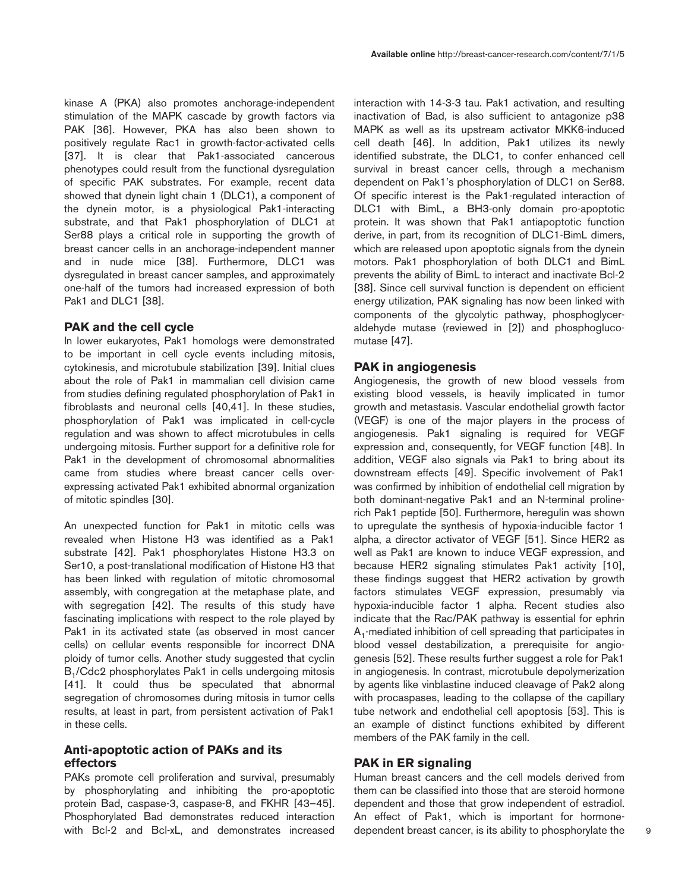kinase A (PKA) also promotes anchorage-independent stimulation of the MAPK cascade by growth factors via PAK [36]. However, PKA has also been shown to positively regulate Rac1 in growth-factor-activated cells [37]. It is clear that Pak1-associated cancerous phenotypes could result from the functional dysregulation of specific PAK substrates. For example, recent data showed that dynein light chain 1 (DLC1), a component of the dynein motor, is a physiological Pak1-interacting substrate, and that Pak1 phosphorylation of DLC1 at Ser88 plays a critical role in supporting the growth of breast cancer cells in an anchorage-independent manner and in nude mice [38]. Furthermore, DLC1 was dysregulated in breast cancer samples, and approximately one-half of the tumors had increased expression of both Pak1 and DLC1 [38].

## PAK and the cell cycle

In lower eukaryotes, Pak1 homologs were demonstrated to be important in cell cycle events including mitosis, cytokinesis, and microtubule stabilization [39]. Initial clues about the role of Pak1 in mammalian cell division came from studies defining regulated phosphorylation of Pak1 in fibroblasts and neuronal cells [40,41]. In these studies, phosphorylation of Pak1 was implicated in cell-cycle regulation and was shown to affect microtubules in cells undergoing mitosis. Further support for a definitive role for Pak1 in the development of chromosomal abnormalities came from studies where breast cancer cells over-expressing activated Pak1 exhibited abnormal organization of mitotic spindles [30].

An unexpected function for Pak1 in mitotic cells was revealed when Histone H3 was identified as a Pak1 substrate [42]. Pak1 phosphorylates Histone H3.3 on Ser10, a post-translational modification of Histone H3 that has been linked with regulation of mitotic chromosomal assembly, with congregation at the metaphase plate, and with segregation [42]. The results of this study have fascinating implications with respect to the role played by Pak1 in its activated state (as observed in most cancer cells) on cellular events responsible for incorrect DNA ploidy of tumor cells. Another study suggested that cyclin $B_1$/Cdc2 phosphorylates Pak1 in cells undergoing mitosis [41]. It could thus be speculated that abnormal segregation of chromosomes during mitosis in tumor cells results, at least in part, from persistent activation of Pak1 in these cells.

## Anti-apoptotic action of PAKs and its effectors

PAKs promote cell proliferation and survival, presumably by phosphorylating and inhibiting the pro-apoptotic protein Bad, caspase-3, caspase-8, and FKHR [43–45]. Phosphorylated Bad demonstrates reduced interaction with Bcl-2 and Bcl-xL, and demonstrates increased interaction with 14-3-3 tau. Pak1 activation, and resulting inactivation of Bad, is also sufficient to antagonize p38 MAPK as well as its upstream activator MKK6-induced cell death [46]. In addition, Pak1 utilizes its newly identified substrate, the DLC1, to confer enhanced cell survival in breast cancer cells, through a mechanism dependent on Pak1's phosphorylation of DLC1 on Ser88. Of specific interest is the Pak1-regulated interaction of DLC1 with BimL, a BH3-only domain pro-apoptotic protein. It was shown that Pak1 antiapoptotic function derive, in part, from its recognition of DLC1-BimL dimers, which are released upon apoptotic signals from the dynein motors. Pak1 phosphorylation of both DLC1 and BimL prevents the ability of BimL to interact and inactivate Bcl-2 [38]. Since cell survival function is dependent on efficient energy utilization, PAK signaling has now been linked with components of the glycolytic pathway, phosphoglyceraldehyde mutase (reviewed in [2]) and phosphoglucomutase [47].

## PAK in angiogenesis

Angiogenesis, the growth of new blood vessels from existing blood vessels, is heavily implicated in tumor growth and metastasis. Vascular endothelial growth factor (VEGF) is one of the major players in the process of angiogenesis. Pak1 signaling is required for VEGF expression and, consequently, for VEGF function [48]. In addition, VEGF also signals via Pak1 to bring about its downstream effects [49]. Specific involvement of Pak1 was confirmed by inhibition of endothelial cell migration by both dominant-negative Pak1 and an N-terminal proline-rich Pak1 peptide [50]. Furthermore, heregulin was shown to upregulate the synthesis of hypoxia-inducible factor 1 alpha, a director activator of VEGF [51]. Since HER2 as well as Pak1 are known to induce VEGF expression, and because HER2 signaling stimulates Pak1 activity [10], these findings suggest that HER2 activation by growth factors stimulates VEGF expression, presumably via hypoxia-inducible factor 1 alpha. Recent studies also indicate that the Rac/PAK pathway is essential for ephrin $A_1$-mediated inhibition of cell spreading that participates in blood vessel destabilization, a prerequisite for angiogenesis [52]. These results further suggest a role for Pak1 in angiogenesis. In contrast, microtubule depolymerization by agents like vinblastine induced cleavage of Pak2 along with procaspases, leading to the collapse of the capillary tube network and endothelial cell apoptosis [53]. This is an example of distinct functions exhibited by different members of the PAK family in the cell.

## PAK in ER signaling

Human breast cancers and the cell models derived from them can be classified into those that are steroid hormone dependent and those that grow independent of estradiol. An effect of Pak1, which is important for hormone-dependent breast cancer, is its ability to phosphorylate the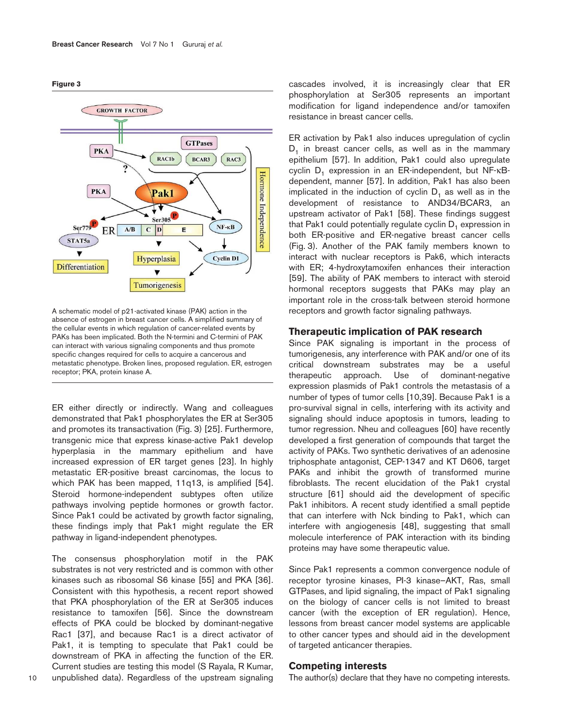**Figure 3**

A schematic model of p21-activated kinase (PAK) action in the absence of estrogen in breast cancer cells. A simplified summary of the cellular events in which regulation of cancer-related events by PAKs has been implicated. Both the N-termini and C-termini of PAK can interact with various signaling components and thus promote specific changes required for cells to acquire a cancerous and metastatic phenotype. Broken lines, proposed regulation. ER, estrogen receptor; PKA, protein kinase A.

ER either directly or indirectly. Wang and colleagues demonstrated that Pak1 phosphorylates the ER at Ser305 and promotes its transactivation (Fig. 3) [25]. Furthermore, transgenic mice that express kinase-active Pak1 develop hyperplasia in the mammary epithelium and have increased expression of ER target genes [23]. In highly metastatic ER-positive breast carcinomas, the locus to which PAK has been mapped, 11q13, is amplified [54]. Steroid hormone-independent subtypes often utilize pathways involving peptide hormones or growth factor. Since Pak1 could be activated by growth factor signaling, these findings imply that Pak1 might regulate the ER pathway in ligand-independent phenotypes.

The consensus phosphorylation motif in the PAK substrates is not very restricted and is common with other kinases such as ribosomal S6 kinase [55] and PKA [36]. Consistent with this hypothesis, a recent report showed that PKA phosphorylation of the ER at Ser305 induces resistance to tamoxifen [56]. Since the downstream effects of PKA could be blocked by dominant-negative Rac1 [37], and because Rac1 is a direct activator of Pak1, it is tempting to speculate that Pak1 could be downstream of PKA in affecting the function of the ER. Current studies are testing this model (S Rayala, R Kumar, unpublished data). Regardless of the upstream signaling cascades involved, it is increasingly clear that ER phosphorylation at Ser305 represents an important modification for ligand independence and/or tamoxifen resistance in breast cancer cells.

ER activation by Pak1 also induces upregulation of cyclin $D_1$ in breast cancer cells, as well as in the mammary epithelium [57]. In addition, Pak1 could also upregulate cyclin $D_1$ expression in an ER-independent, but NF-κB-dependent, manner [57]. In addition, Pak1 has also been implicated in the induction of cyclin $D_1$ as well as in the development of resistance to AND34/BCAR3, an upstream activator of Pak1 [58]. These findings suggest that Pak1 could potentially regulate cyclin $D_1$ expression in both ER-positive and ER-negative breast cancer cells (Fig. 3). Another of the PAK family members known to interact with nuclear receptors is Pak6, which interacts with ER; 4-hydroxytamoxifen enhances their interaction [59]. The ability of PAK members to interact with steroid hormonal receptors suggests that PAKs may play an important role in the cross-talk between steroid hormone receptors and growth factor signaling pathways.

## Therapeutic implication of PAK research

Since PAK signaling is important in the process of tumorigenesis, any interference with PAK and/or one of its critical downstream substrates may be a useful therapeutic approach. Use of dominant-negative expression plasmids of Pak1 controls the metastasis of a number of types of tumor cells [10,39]. Because Pak1 is a pro-survival signal in cells, interfering with its activity and signaling should induce apoptosis in tumors, leading to tumor regression. Nheu and colleagues [60] have recently developed a first generation of compounds that target the activity of PAKs. Two synthetic derivatives of an adenosine triphosphate antagonist, CEP-1347 and KT D606, target PAKs and inhibit the growth of transformed murine fibroblasts. The recent elucidation of the Pak1 crystal structure [61] should aid the development of specific Pak1 inhibitors. A recent study identified a small peptide that can interfere with Nck binding to Pak1, which can interfere with angiogenesis [48], suggesting that small molecule interference of PAK interaction with its binding proteins may have some therapeutic value.

Since Pak1 represents a common convergence nodule of receptor tyrosine kinases, PI-3 kinase–AKT, Ras, small GTPases, and lipid signaling, the impact of Pak1 signaling on the biology of cancer cells is not limited to breast cancer (with the exception of ER regulation). Hence, lessons from breast cancer model systems are applicable to other cancer types and should aid in the development of targeted anticancer therapies.

## Competing interests

The author(s) declare that they have no competing interests.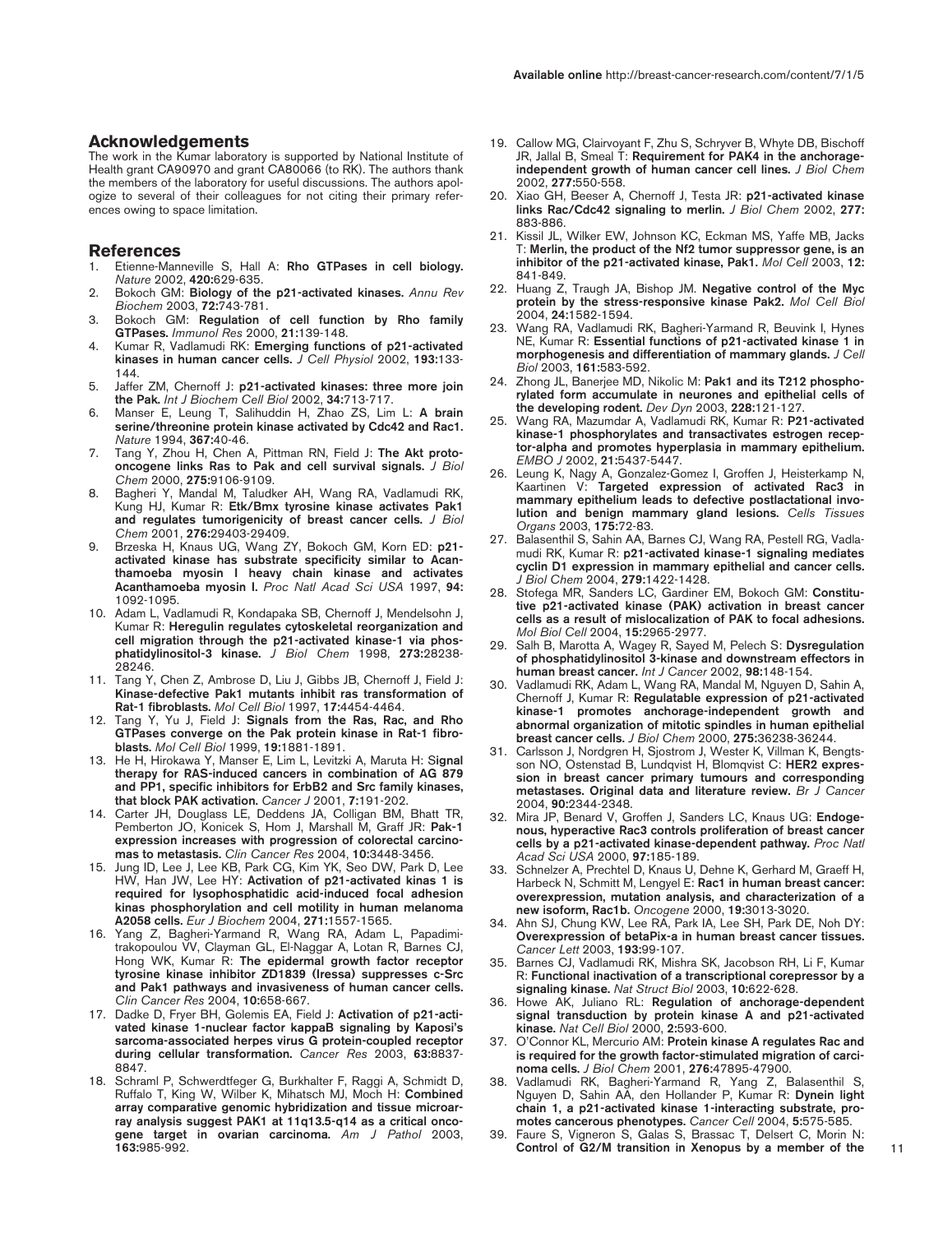## Acknowledgements

The work in the Kumar laboratory is supported by National Institute of Health grant CA90970 and grant CA80066 (to RK). The authors thank the members of the laboratory for useful discussions. The authors apologize to several of their colleagues for not citing their primary references owing to space limitation.

## References

1. Etienne-Manneville S, Hall A: **Rho GTPases in cell biology.** *Nature* 2002, **420:**629-635.
2. Bokoch GM: **Biology of the p21-activated kinases.** *Annu Rev Biochem* 2003, **72:**743-781.
3. Bokoch GM: **Regulation of cell function by Rho family GTPases.** *Immunol Res* 2000, **21:**139-148.
4. Kumar R, Vadlamudi RK: **Emerging functions of p21-activated kinases in human cancer cells.** *J Cell Physiol* 2002, **193:**133-144.
5. Jaffer ZM, Chernoff J: **p21-activated kinases: three more join the Pak.** *Int J Biochem Cell Biol* 2002, **34:**713-717.
6. Manser E, Leung T, Salihuddin H, Zhao ZS, Lim L: **A brain serine/threonine protein kinase activated by Cdc42 and Rac1.** *Nature* 1994, **367:**40-46.
7. Tang Y, Zhou H, Chen A, Pittman RN, Field J: **The Akt proto-oncogene links Ras to Pak and cell survival signals.** *J Biol Chem* 2000, **275:**9106-9109.
8. Bagheri Y, Mandal M, Taludker AH, Wang RA, Vadlamudi RK, Kung HJ, Kumar R: **Etk/Bmx tyrosine kinase activates Pak1 and regulates tumorigenicity of breast cancer cells.** *J Biol Chem* 2001, **276:**29403-29409.
9. Brzeska H, Knaus UG, Wang ZY, Bokoch GM, Korn ED: **p21-activated kinase has substrate specificity similar to Acanthamoeba myosin I heavy chain kinase and activates Acanthamoeba myosin I.** *Proc Natl Acad Sci USA* 1997, **94:**1092-1095.
10. Adam L, Vadlamudi R, Kondapaka SB, Chernoff J, Mendelsohn J, Kumar R: **Heregulin regulates cytoskeletal reorganization and cell migration through the p21-activated kinase-1 via phosphatidylinositol-3 kinase.** *J Biol Chem* 1998, **273:**28238-28246.
11. Tang Y, Chen Z, Ambrose D, Liu J, Gibbs JB, Chernoff J, Field J: **Kinase-defective Pak1 mutants inhibit ras transformation of Rat-1 fibroblasts.** *Mol Cell Biol* 1997, **17:**4454-4464.
12. Tang Y, Yu J, Field J: **Signals from the Ras, Rac, and Rho GTPases converge on the Pak protein kinase in Rat-1 fibroblasts.** *Mol Cell Biol* 1999, **19:**1881-1891.
13. He H, Hirokawa Y, Manser E, Lim L, Levitzki A, Maruta H: **Signal therapy for RAS-induced cancers in combination of AG 879 and PP1, specific inhibitors for ErbB2 and Src family kinases, that block PAK activation.** *Cancer J* 2001, **7:**191-202.
14. Carter JH, Douglass LE, Deddens JA, Colligan BM, Bhatt TR, Pemberton JO, Konicek S, Hom J, Marshall M, Graff JR: **Pak-1 expression increases with progression of colorectal carcinomas to metastasis.** *Clin Cancer Res* 2004, **10:**3448-3456.
15. Jung ID, Lee J, Lee KB, Park CG, Kim YK, Seo DW, Park D, Lee HW, Han JW, Lee HY: **Activation of p21-activated kinas 1 is required for lysophosphatidic acid-induced focal adhesion kinas phosphorylation and cell motility in human melanoma A2058 cells.** *Eur J Biochem* 2004, **271:**1557-1565.
16. Yang Z, Bagheri-Yarmand R, Wang RA, Adam L, Papadimitrakopoulou VV, Clayman GL, El-Naggar A, Lotan R, Barnes CJ, Hong WK, Kumar R: **The epidermal growth factor receptor tyrosine kinase inhibitor ZD1839 (Iressa) suppresses c-Src and Pak1 pathways and invasiveness of human cancer cells.** *Clin Cancer Res* 2004, **10:**658-667.
17. Dadke D, Fryer BH, Golemis EA, Field J: **Activation of p21-activated kinase 1-nuclear factor kappaB signaling by Kaposi's sarcoma-associated herpes virus G protein-coupled receptor during cellular transformation.** *Cancer Res* 2003, **63:**8837-8847.
18. Schraml P, Schwerdtfeger G, Burkhalter F, Raggi A, Schmidt D, Ruffalo T, King W, Wilber K, Mihatsch MJ, Moch H: **Combined array comparative genomic hybridization and tissue microarray analysis suggest PAK1 at 11q13.5-q14 as a critical oncogene target in ovarian carcinoma.** *Am J Pathol* 2003, **163:**985-992.
19. Callow MG, Clairvoyant F, Zhu S, Schryver B, Whyte DB, Bischoff JR, Jallal B, Smeal T: **Requirement for PAK4 in the anchorage-independent growth of human cancer cell lines.** *J Biol Chem* 2002, **277:**550-558.
20. Xiao GH, Beeser A, Chernoff J, Testa JR: **p21-activated kinase links Rac/Cdc42 signaling to merlin.** *J Biol Chem* 2002, **277:**883-886.
21. Kissil JL, Wilker EW, Johnson KC, Eckman MS, Yaffe MB, Jacks T: **Merlin, the product of the Nf2 tumor suppressor gene, is an inhibitor of the p21-activated kinase, Pak1.** *Mol Cell* 2003, **12:**841-849.
22. Huang Z, Traugh JA, Bishop JM. **Negative control of the Myc protein by the stress-responsive kinase Pak2.** *Mol Cell Biol* 2004, **24:**1582-1594.
23. Wang RA, Vadlamudi RK, Bagheri-Yarmand R, Beuvink I, Hynes NE, Kumar R: **Essential functions of p21-activated kinase 1 in morphogenesis and differentiation of mammary glands.** *J Cell Biol* 2003, **161:**583-592.
24. Zhong JL, Banerjee MD, Nikolic M: **Pak1 and its T212 phosphorylated form accumulate in neurones and epithelial cells of the developing rodent.** *Dev Dyn* 2003, **228:**121-127.
25. Wang RA, Mazumdar A, Vadlamudi RK, Kumar R: **P21-activated kinase-1 phosphorylates and transactivates estrogen receptor-alpha and promotes hyperplasia in mammary epithelium.** *EMBO J* 2002, **21:**5437-5447.
26. Leung K, Nagy A, Gonzalez-Gomez I, Groffen J, Heisterkamp N, Kaartinen V: **Targeted expression of activated Rac3 in mammary epithelium leads to defective postlactational involution and benign mammary gland lesions.** *Cells Tissues Organs* 2003, **175:**72-83.
27. Balasenthil S, Sahin AA, Barnes CJ, Wang RA, Pestell RG, Vadlamudi RK, Kumar R: **p21-activated kinase-1 signaling mediates cyclin D1 expression in mammary epithelial and cancer cells.** *J Biol Chem* 2004, **279:**1422-1428.
28. Stofega MR, Sanders LC, Gardiner EM, Bokoch GM: **Constitutive p21-activated kinase (PAK) activation in breast cancer cells as a result of mislocalization of PAK to focal adhesions.** *Mol Biol Cell* 2004, **15:**2965-2977.
29. Salh B, Marotta A, Wagey R, Sayed M, Pelech S: **Dysregulation of phosphatidylinositol 3-kinase and downstream effectors in human breast cancer.** *Int J Cancer* 2002, **98:**148-154.
30. Vadlamudi RK, Adam L, Wang RA, Mandal M, Nguyen D, Sahin A, Chernoff J, Kumar R: **Regulatable expression of p21-activated kinase-1 promotes anchorage-independent growth and abnormal organization of mitotic spindles in human epithelial breast cancer cells.** *J Biol Chem* 2000, **275:**36238-36244.
31. Carlsson J, Nordgren H, Sjostrom J, Wester K, Villman K, Bengtsson NO, Ostenstad B, Lundqvist H, Blomqvist C: **HER2 expression in breast cancer primary tumours and corresponding metastases. Original data and literature review.** *Br J Cancer* 2004, **90:**2344-2348.
32. Mira JP, Benard V, Groffen J, Sanders LC, Knaus UG: **Endogenous, hyperactive Rac3 controls proliferation of breast cancer cells by a p21-activated kinase-dependent pathway.** *Proc Natl Acad Sci USA* 2000, **97:**185-189.
33. Schnelzer A, Prechtel D, Knaus U, Dehne K, Gerhard M, Graeff H, Harbeck N, Schmitt M, Lengyel E: **Rac1 in human breast cancer: overexpression, mutation analysis, and characterization of a new isoform, Rac1b.** *Oncogene* 2000, **19:**3013-3020.
34. Ahn SJ, Chung KW, Lee RA, Park IA, Lee SH, Park DE, Noh DY: **Overexpression of betaPix-a in human breast cancer tissues.** *Cancer Lett* 2003, **193:**99-107.
35. Barnes CJ, Vadlamudi RK, Mishra SK, Jacobson RH, Li F, Kumar R: **Functional inactivation of a transcriptional corepressor by a signaling kinase.** *Nat Struct Biol* 2003, **10:**622-628.
36. Howe AK, Juliano RL: **Regulation of anchorage-dependent signal transduction by protein kinase A and p21-activated kinase.** *Nat Cell Biol* 2000, **2:**593-600.
37. O'Connor KL, Mercurio AM: **Protein kinase A regulates Rac and is required for the growth factor-stimulated migration of carcinoma cells.** *J Biol Chem* 2001, **276:**47895-47900.
38. Vadlamudi RK, Bagheri-Yarmand R, Yang Z, Balasenthil S, Nguyen D, Sahin AA, den Hollander P, Kumar R: **Dynein light chain 1, a p21-activated kinase 1-interacting substrate, promotes cancerous phenotypes.** *Cancer Cell* 2004, **5:**575-585.
39. Faure S, Vigneron S, Galas S, Brassac T, Delsert C, Morin N: **Control of G2/M transition in Xenopus by a member of the**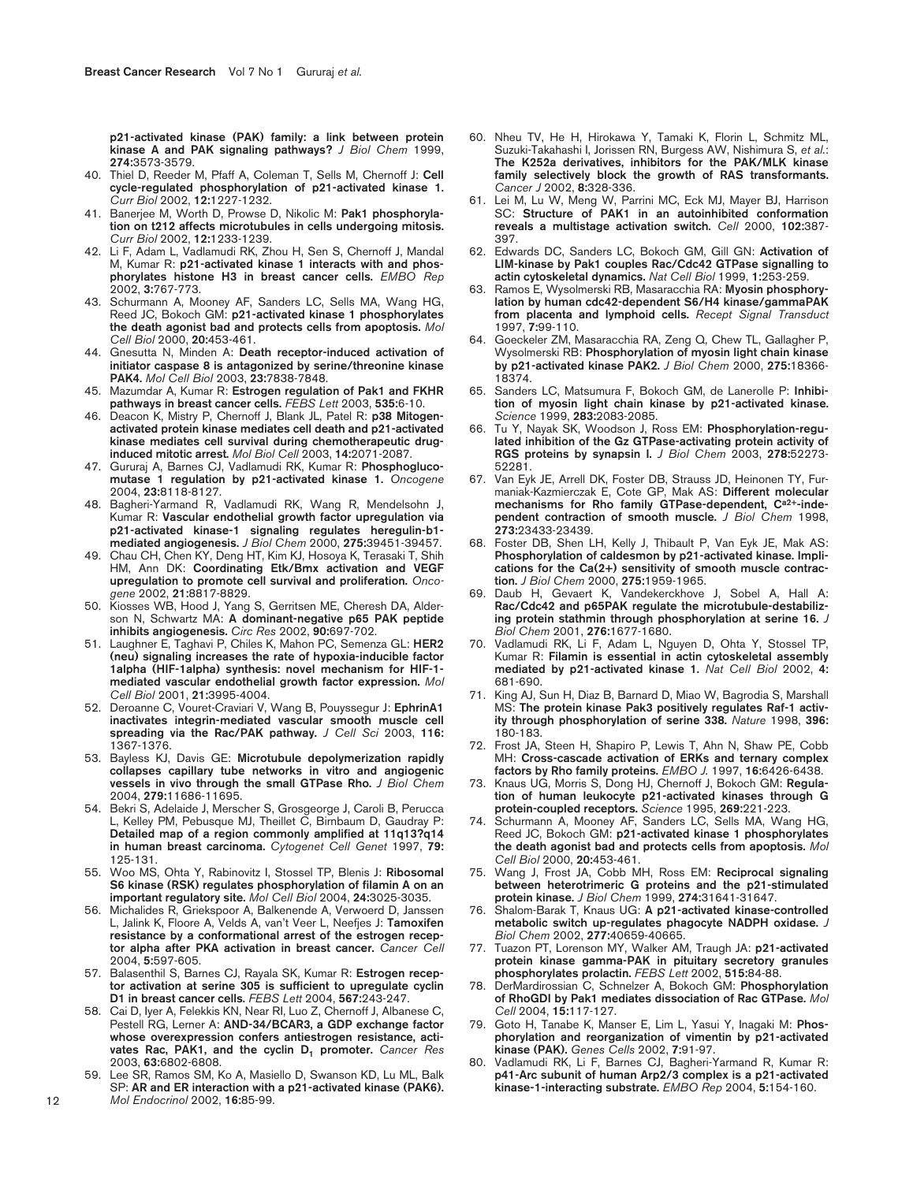p21-activated kinase (PAK) family: a link between protein kinase A and PAK signaling pathways? *J Biol Chem* 1999, **274:**3573-3579.

40. Thiel D, Reeder M, Pfaff A, Coleman T, Sells M, Chernoff J: **Cell cycle-regulated phosphorylation of p21-activated kinase 1.** *Curr Biol* 2002, **12:**1227-1232.
41. Banerjee M, Worth D, Prowse D, Nikolic M: **Pak1 phosphorylation on t212 affects microtubules in cells undergoing mitosis.** *Curr Biol* 2002, **12:**1233-1239.
42. Li F, Adam L, Vadlamudi RK, Zhou H, Sen S, Chernoff J, Mandal M, Kumar R: **p21-activated kinase 1 interacts with and phosphorylates histone H3 in breast cancer cells.** *EMBO Rep* 2002, **3:**767-773.
43. Schurmann A, Mooney AF, Sanders LC, Sells MA, Wang HG, Reed JC, Bokoch GM: **p21-activated kinase 1 phosphorylates the death agonist bad and protects cells from apoptosis.** *Mol Cell Biol* 2000, **20:**453-461.
44. Gnesutta N, Minden A: **Death receptor-induced activation of initiator caspase 8 is antagonized by serine/threonine kinase PAK4.** *Mol Cell Biol* 2003, **23:**7838-7848.
45. Mazumdar A, Kumar R: **Estrogen regulation of Pak1 and FKHR pathways in breast cancer cells.** *FEBS Lett* 2003, **535:**6-10.
46. Deacon K, Mistry P, Chernoff J, Blank JL, Patel R: **p38 Mitogen-activated protein kinase mediates cell death and p21-activated kinase mediates cell survival during chemotherapeutic drug-induced mitotic arrest.** *Mol Biol Cell* 2003, **14:**2071-2087.
47. Gururaj A, Barnes CJ, Vadlamudi RK, Kumar R: **Phosphoglucomutase 1 regulation by p21-activated kinase 1.** *Oncogene* 2004, **23:**8118-8127.
48. Bagheri-Yarmand R, Vadlamudi RK, Wang R, Mendelsohn J, Kumar R: **Vascular endothelial growth factor upregulation via p21-activated kinase-1 signaling regulates heregulin-b1-mediated angiogenesis.** *J Biol Chem* 2000, **275:**39451-39457.
49. Chau CH, Chen KY, Deng HT, Kim KJ, Hosoya K, Terasaki T, Shih HM, Ann DK: **Coordinating Etk/Bmx activation and VEGF upregulation to promote cell survival and proliferation.** *Oncogene* 2002, **21:**8817-8829.
50. Kiosses WB, Hood J, Yang S, Gerritsen ME, Cheresh DA, Alderson N, Schwartz MA: **A dominant-negative p65 PAK peptide inhibits angiogenesis.** *Circ Res* 2002, **90:**697-702.
51. Laughner E, Taghavi P, Chiles K, Mahon PC, Semenza GL: **HER2 (neu) signaling increases the rate of hypoxia-inducible factor 1alpha (HIF-1alpha) synthesis: novel mechanism for HIF-1-mediated vascular endothelial growth factor expression.** *Mol Cell Biol* 2001, **21:**3995-4004.
52. Deroanne C, Vouret-Craviari V, Wang B, Pouyssegur J: **EphrinA1 inactivates integrin-mediated vascular smooth muscle cell spreading via the Rac/PAK pathway.** *J Cell Sci* 2003, **116:** 1367-1376.
53. Bayless KJ, Davis GE: **Microtubule depolymerization rapidly collapses capillary tube networks in vitro and angiogenic vessels in vivo through the small GTPase Rho.** *J Biol Chem* 2004, **279:**11686-11695.
54. Bekri S, Adelaide J, Merscher S, Grosgeorge J, Caroli B, Perucca L, Kelley PM, Pebusque MJ, Theillet C, Birnbaum D, Gaudray P: **Detailed map of a region commonly amplified at 11q13?q14 in human breast carcinoma.** *Cytogenet Cell Genet* 1997, **79:** 125-131.
55. Woo MS, Ohta Y, Rabinovitz I, Stossel TP, Blenis J: **Ribosomal S6 kinase (RSK) regulates phosphorylation of filamin A on an important regulatory site.** *Mol Cell Biol* 2004, **24:**3025-3035.
56. Michalides R, Griekspoor A, Balkenende A, Verwoerd D, Janssen L, Jalink K, Floore A, Velds A, van't Veer L, Neefjes J: **Tamoxifen resistance by a conformational arrest of the estrogen receptor alpha after PKA activation in breast cancer.** *Cancer Cell* 2004, **5:**597-605.
57. Balasenthil S, Barnes CJ, Rayala SK, Kumar R: **Estrogen receptor activation at serine 305 is sufficient to upregulate cyclin D1 in breast cancer cells.** *FEBS Lett* 2004, **567:**243-247.
58. Cai D, Iyer A, Felekkis KN, Near RI, Luo Z, Chernoff J, Albanese C, Pestell RG, Lerner A: **AND-34/BCAR3, a GDP exchange factor whose overexpression confers antiestrogen resistance, activates Rac, PAK1, and the cyclin $D_1$ promoter.** *Cancer Res* 2003, **63:**6802-6808.
59. Lee SR, Ramos SM, Ko A, Masiello D, Swanson KD, Lu ML, Balk SP: **AR and ER interaction with a p21-activated kinase (PAK6).** *Mol Endocrinol* 2002, **16:**85-99.
60. Nheu TV, He H, Hirokawa Y, Tamaki K, Florin L, Schmitz ML, Suzuki-Takahashi I, Jorissen RN, Burgess AW, Nishimura S, *et al.*: **The K252a derivatives, inhibitors for the PAK/MLK kinase family selectively block the growth of RAS transformants.** *Cancer J* 2002, **8:**328-336.
61. Lei M, Lu W, Meng W, Parrini MC, Eck MJ, Mayer BJ, Harrison SC: **Structure of PAK1 in an autoinhibited conformation reveals a multistage activation switch.** *Cell* 2000, **102:**387-397.
62. Edwards DC, Sanders LC, Bokoch GM, Gill GN: **Activation of LIM-kinase by Pak1 couples Rac/Cdc42 GTPase signalling to actin cytoskeletal dynamics.** *Nat Cell Biol* 1999, **1:**253-259.
63. Ramos E, Wysolmerski RB, Masaracchia RA: **Myosin phosphorylation by human cdc42-dependent S6/H4 kinase/gammaPAK from placenta and lymphoid cells.** *Recept Signal Transduct* 1997, **7:**99-110.
64. Goeckeler ZM, Masaracchia RA, Zeng Q, Chew TL, Gallagher P, Wysolmerski RB: **Phosphorylation of myosin light chain kinase by p21-activated kinase PAK2.** *J Biol Chem* 2000, **275:**18366-18374.
65. Sanders LC, Matsumura F, Bokoch GM, de Lanerolle P: **Inhibition of myosin light chain kinase by p21-activated kinase.** *Science* 1999, **283:**2083-2085.
66. Tu Y, Nayak SK, Woodson J, Ross EM: **Phosphorylation-regulated inhibition of the Gz GTPase-activating protein activity of RGS proteins by synapsin I.** *J Biol Chem* 2003, **278:**52273-52281.
67. Van Eyk JE, Arrell DK, Foster DB, Strauss JD, Heinonen TY, Furmaniak-Kazmierczak E, Cote GP, Mak AS: **Different molecular mechanisms for Rho family GTPase-dependent, $Ca^{2+}$-independent contraction of smooth muscle.** *J Biol Chem* 1998, **273:**23433-23439.
68. Foster DB, Shen LH, Kelly J, Thibault P, Van Eyk JE, Mak AS: **Phosphorylation of caldesmon by p21-activated kinase. Implications for the Ca(2+) sensitivity of smooth muscle contraction.** *J Biol Chem* 2000, **275:**1959-1965.
69. Daub H, Gevaert K, Vandekerckhove J, Sobel A, Hall A: **Rac/Cdc42 and p65PAK regulate the microtubule-destabilizing protein stathmin through phosphorylation at serine 16.** *J Biol Chem* 2001, **276:**1677-1680.
70. Vadlamudi RK, Li F, Adam L, Nguyen D, Ohta Y, Stossel TP, Kumar R: **Filamin is essential in actin cytoskeletal assembly mediated by p21-activated kinase 1.** *Nat Cell Biol* 2002, **4:** 681-690.
71. King AJ, Sun H, Diaz B, Barnard D, Miao W, Bagrodia S, Marshall MS: **The protein kinase Pak3 positively regulates Raf-1 activity through phosphorylation of serine 338.** *Nature* 1998, **396:** 180-183.
72. Frost JA, Steen H, Shapiro P, Lewis T, Ahn N, Shaw PE, Cobb MH: **Cross-cascade activation of ERKs and ternary complex factors by Rho family proteins.** *EMBO J.* 1997, **16:**6426-6438.
73. Knaus UG, Morris S, Dong HJ, Chernoff J, Bokoch GM: **Regulation of human leukocyte p21-activated kinases through G protein-coupled receptors.** *Science* 1995, **269:**221-223.
74. Schurmann A, Mooney AF, Sanders LC, Sells MA, Wang HG, Reed JC, Bokoch GM: **p21-activated kinase 1 phosphorylates the death agonist bad and protects cells from apoptosis.** *Mol Cell Biol* 2000, **20:**453-461.
75. Wang J, Frost JA, Cobb MH, Ross EM: **Reciprocal signaling between heterotrimeric G proteins and the p21-stimulated protein kinase.** *J Biol Chem* 1999, **274:**31641-31647.
76. Shalom-Barak T, Knaus UG: **A p21-activated kinase-controlled metabolic switch up-regulates phagocyte NADPH oxidase.** *J Biol Chem* 2002, **277:**40659-40665.
77. Tuazon PT, Lorenson MY, Walker AM, Traugh JA: **p21-activated protein kinase gamma-PAK in pituitary secretory granules phosphorylates prolactin.** *FEBS Lett* 2002, **515:**84-88.
78. DerMardirossian C, Schnelzer A, Bokoch GM: **Phosphorylation of RhoGDI by Pak1 mediates dissociation of Rac GTPase.** *Mol Cell* 2004, **15:**117-127.
79. Goto H, Tanabe K, Manser E, Lim L, Yasui Y, Inagaki M: **Phosphorylation and reorganization of vimentin by p21-activated kinase (PAK).** *Genes Cells* 2002, **7:**91-97.
80. Vadlamudi RK, Li F, Barnes CJ, Bagheri-Yarmand R, Kumar R: **p41-Arc subunit of human Arp2/3 complex is a p21-activated kinase-1-interacting substrate.** *EMBO Rep* 2004, **5:**154-160.